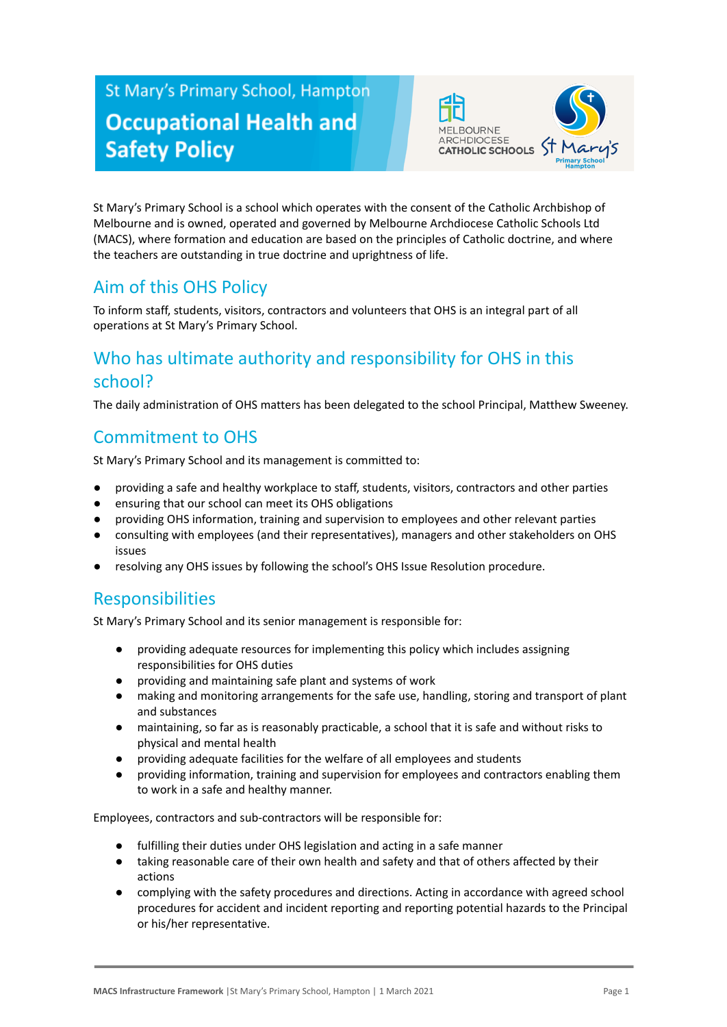St Mary's Primary School, Hampton

# Occupational Health and Safety Policy

St Mary's Primary School is a school which operates with the consent of the Catholic Archbishop of Melbourne and is owned, operated and governed by Melbourne Archdiocese Catholic Schools Ltd (MACS), where formation and education are based on the principles of Catholic doctrine, and where the teachers are outstanding in true doctrine and uprightness of life.

## Aim of this OHS Policy

To inform staff, students, visitors, contractors and volunteers that OHS is an integral part of all operations at St Mary's Primary School.

## Who has ultimate authority and responsibility for OHS in this school?

The daily administration of OHS matters has been delegated to the school Principal, Matthew Sweeney.

## Commitment to OHS

St Mary's Primary School and its management is committed to:

- providing a safe and healthy workplace to staff, students, visitors, contractors and other parties
- ensuring that our school can meet its OHS obligations
- providing OHS information, training and supervision to employees and other relevant parties
- consulting with employees (and their representatives), managers and other stakeholders on OHS issues
- resolving any OHS issues by following the school's OHS Issue Resolution procedure.

## Responsibilities

St Mary's Primary School and its senior management is responsible for:

- providing adequate resources for implementing this policy which includes assigning responsibilities for OHS duties
- providing and maintaining safe plant and systems of work
- making and monitoring arrangements for the safe use, handling, storing and transport of plant and substances
- maintaining, so far as is reasonably practicable, a school that it is safe and without risks to physical and mental health
- providing adequate facilities for the welfare of all employees and students
- providing information, training and supervision for employees and contractors enabling them to work in a safe and healthy manner.

Employees, contractors and sub-contractors will be responsible for:

- fulfilling their duties under OHS legislation and acting in a safe manner
- taking reasonable care of their own health and safety and that of others affected by their actions
- complying with the safety procedures and directions. Acting in accordance with agreed school procedures for accident and incident reporting and reporting potential hazards to the Principal or his/her representative.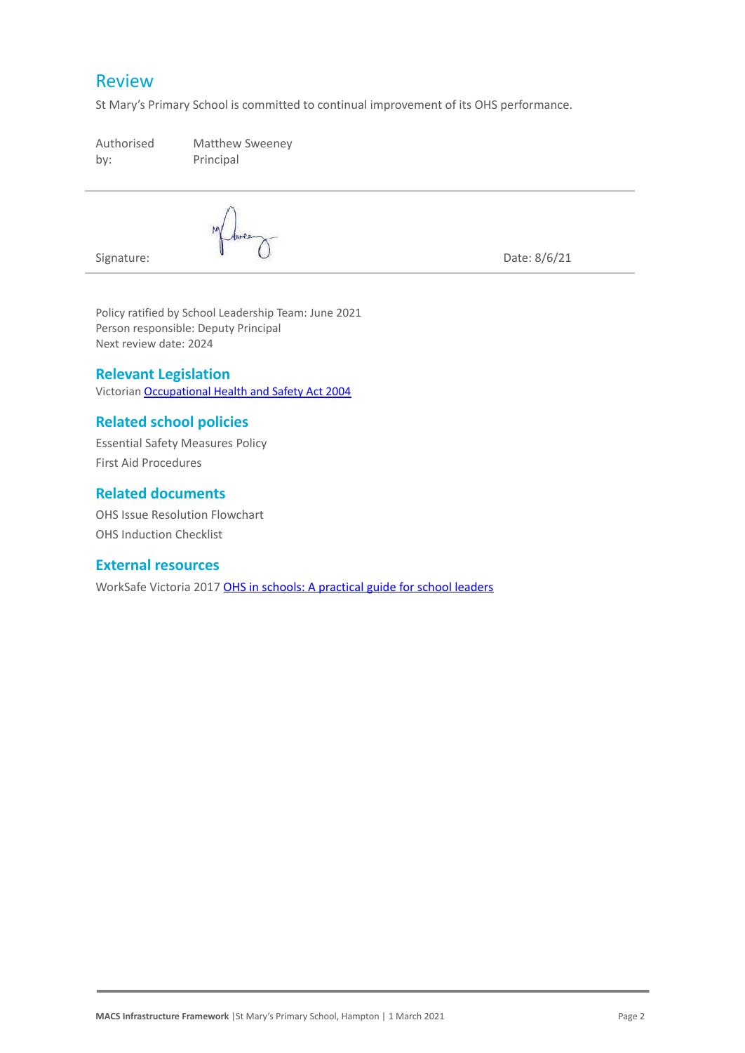## Review

St Mary's Primary School is committed to continual improvement of its OHS performance.

| | |
|---|---|
| Authorised by: | Matthew Sweeney Principal |
| Signature: | Date: 8/6/21 |

Policy ratified by School Leadership Team: June 2021
Person responsible: Deputy Principal
Next review date: 2024

### Relevant Legislation

Victorian Occupational Health and Safety Act 2004

### Related school policies

Essential Safety Measures Policy
First Aid Procedures

### Related documents

OHS Issue Resolution Flowchart
OHS Induction Checklist

### External resources

WorkSafe Victoria 2017 OHS in schools: A practical guide for school leaders